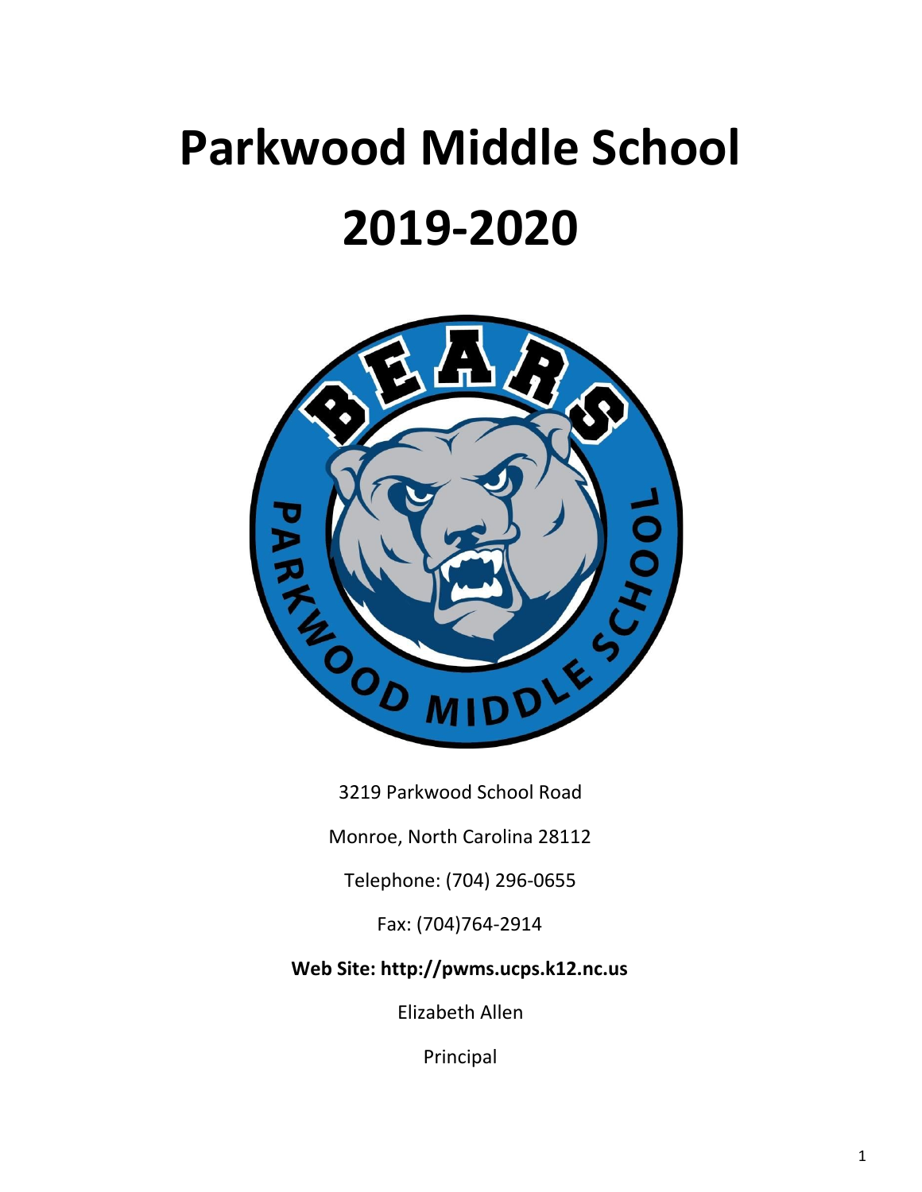# Parkwood Middle School

# 2019-2020

3219 Parkwood School Road

Monroe, North Carolina 28112

Telephone: (704) 296-0655

Fax: (704)764-2914

**Web Site: http://pwms.ucps.k12.nc.us**

Elizabeth Allen

Principal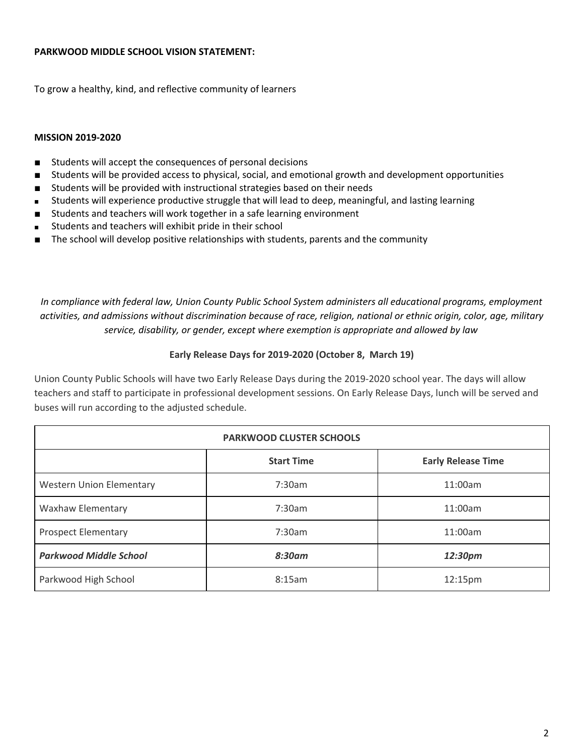**PARKWOOD MIDDLE SCHOOL VISION STATEMENT:**

To grow a healthy, kind, and reflective community of learners

**MISSION 2019-2020**

- Students will accept the consequences of personal decisions
- Students will be provided access to physical, social, and emotional growth and development opportunities
- Students will be provided with instructional strategies based on their needs
- Students will experience productive struggle that will lead to deep, meaningful, and lasting learning
- Students and teachers will work together in a safe learning environment
- Students and teachers will exhibit pride in their school
- The school will develop positive relationships with students, parents and the community

*In compliance with federal law, Union County Public School System administers all educational programs, employment activities, and admissions without discrimination because of race, religion, national or ethnic origin, color, age, military service, disability, or gender, except where exemption is appropriate and allowed by law*

**Early Release Days for 2019-2020 (October 8, March 19)**

Union County Public Schools will have two Early Release Days during the 2019-2020 school year. The days will allow teachers and staff to participate in professional development sessions. On Early Release Days, lunch will be served and buses will run according to the adjusted schedule.

| PARKWOOD CLUSTER SCHOOLS | | |
|---|---|---|
| | **Start Time** | **Early Release Time** |
| Western Union Elementary | 7:30am | 11:00am |
| Waxhaw Elementary | 7:30am | 11:00am |
| Prospect Elementary | 7:30am | 11:00am |
| ***Parkwood Middle School*** | ***8:30am*** | ***12:30pm*** |
| Parkwood High School | 8:15am | 12:15pm |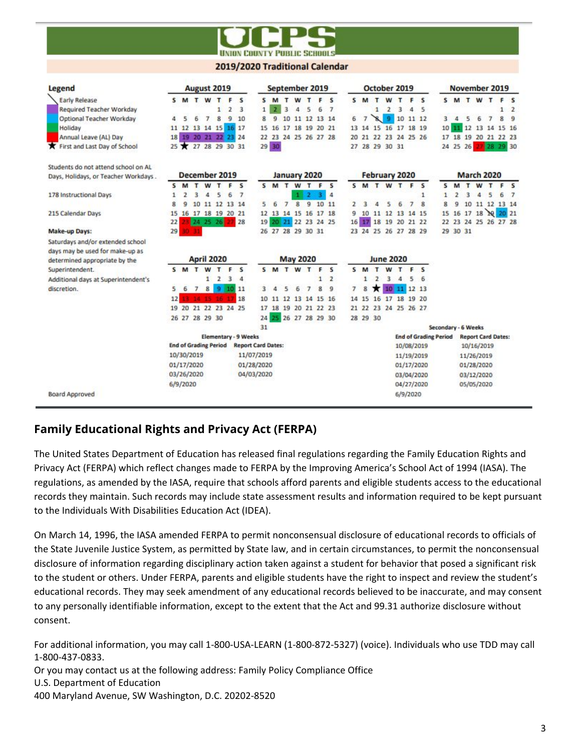# UCPS

UNION COUNTY PUBLIC SCHOOLS

## 2019/2020 Traditional Calendar

**Legend**

- Early Release
- Required Teacher Workday
- Optional Teacher Workday
- Holiday
- Annual Leave (AL) Day
- ★ First and Last Day of School

Students do not attend school on AL Days, Holidays, or Teacher Workdays.

178 Instructional Days

215 Calendar Days

**Make-up Days:**

Saturdays and/or extended school days may be used for make-up as determined appropriate by the Superintendent.

Additional days at Superintendent's discretion.

**August 2019**

| S | M | T | W | T | F | S |
|---|---|---|---|---|---|---|
| | | | | 1 | 2 | 3 |
| 4 | 5 | 6 | 7 | 8 | 9 | 10 |
| 11 | 12 | 13 | 14 | 15 | 16 | 17 |
| 18 | 19 | 20 | 21 | 22 | 23 | 24 |
| 25 | ★ | 27 | 28 | 29 | 30 | 31 |

**September 2019**

| S | M | T | W | T | F | S |
|---|---|---|---|---|---|---|
| 1 | 2 | 3 | 4 | 5 | 6 | 7 |
| 8 | 9 | 10 | 11 | 12 | 13 | 14 |
| 15 | 16 | 17 | 18 | 19 | 20 | 21 |
| 22 | 23 | 24 | 25 | 26 | 27 | 28 |
| 29 | 30 | | | | | |

**October 2019**

| S | M | T | W | T | F | S |
|---|---|---|---|---|---|---|
| | | 1 | 2 | 3 | 4 | 5 |
| 6 | 7 | 8 | 9 | 10 | 11 | 12 |
| 13 | 14 | 15 | 16 | 17 | 18 | 19 |
| 20 | 21 | 22 | 23 | 24 | 25 | 26 |
| 27 | 28 | 29 | 30 | 31 | | |

**November 2019**

| S | M | T | W | T | F | S |
|---|---|---|---|---|---|---|
| | | | | | 1 | 2 |
| 3 | 4 | 5 | 6 | 7 | 8 | 9 |
| 10 | 11 | 12 | 13 | 14 | 15 | 16 |
| 17 | 18 | 19 | 20 | 21 | 22 | 23 |
| 24 | 25 | 26 | 27 | 28 | 29 | 30 |

**December 2019**

| S | M | T | W | T | F | S |
|---|---|---|---|---|---|---|
| 1 | 2 | 3 | 4 | 5 | 6 | 7 |
| 8 | 9 | 10 | 11 | 12 | 13 | 14 |
| 15 | 16 | 17 | 18 | 19 | 20 | 21 |
| 22 | 23 | 24 | 25 | 26 | 27 | 28 |
| 29 | 30 | 31 | | | | |

**January 2020**

| S | M | T | W | T | F | S |
|---|---|---|---|---|---|---|
| | | | 1 | 2 | 3 | 4 |
| 5 | 6 | 7 | 8 | 9 | 10 | 11 |
| 12 | 13 | 14 | 15 | 16 | 17 | 18 |
| 19 | 20 | 21 | 22 | 23 | 24 | 25 |
| 26 | 27 | 28 | 29 | 30 | 31 | |

**February 2020**

| S | M | T | W | T | F | S |
|---|---|---|---|---|---|---|
| | | | | | | 1 |
| 2 | 3 | 4 | 5 | 6 | 7 | 8 |
| 9 | 10 | 11 | 12 | 13 | 14 | 15 |
| 16 | 17 | 18 | 19 | 20 | 21 | 22 |
| 23 | 24 | 25 | 26 | 27 | 28 | 29 |

**March 2020**

| S | M | T | W | T | F | S |
|---|---|---|---|---|---|---|
| 1 | 2 | 3 | 4 | 5 | 6 | 7 |
| 8 | 9 | 10 | 11 | 12 | 13 | 14 |
| 15 | 16 | 17 | 18 | 19 | 20 | 21 |
| 22 | 23 | 24 | 25 | 26 | 27 | 28 |
| 29 | 30 | 31 | | | | |

**April 2020**

| S | M | T | W | T | F | S |
|---|---|---|---|---|---|---|
| | | | 1 | 2 | 3 | 4 |
| 5 | 6 | 7 | 8 | 9 | 10 | 11 |
| 12 | 13 | 14 | 15 | 16 | 17 | 18 |
| 19 | 20 | 21 | 22 | 23 | 24 | 25 |
| 26 | 27 | 28 | 29 | 30 | | |

**May 2020**

| S | M | T | W | T | F | S |
|---|---|---|---|---|---|---|
| | | | | | 1 | 2 |
| 3 | 4 | 5 | 6 | 7 | 8 | 9 |
| 10 | 11 | 12 | 13 | 14 | 15 | 16 |
| 17 | 18 | 19 | 20 | 21 | 22 | 23 |
| 24 | 25 | 26 | 27 | 28 | 29 | 30 |
| 31 | | | | | | |

**June 2020**

| S | M | T | W | T | F | S |
|---|---|---|---|---|---|---|
| | 1 | 2 | 3 | 4 | 5 | 6 |
| 7 | 8 | ★ | 10 | 11 | 12 | 13 |
| 14 | 15 | 16 | 17 | 18 | 19 | 20 |
| 21 | 22 | 23 | 24 | 25 | 26 | 27 |
| 28 | 29 | 30 | | | | |

**Elementary - 9 Weeks**

| End of Grading Period | Report Card Dates: |
|---|---|
| 10/30/2019 | 11/07/2019 |
| 01/17/2020 | 01/28/2020 |
| 03/26/2020 | 04/03/2020 |
| 6/9/2020 | |

**Secondary - 6 Weeks**

| End of Grading Period | Report Card Dates: |
|---|---|
| 10/08/2019 | 10/16/2019 |
| 11/19/2019 | 11/26/2019 |
| 01/17/2020 | 01/28/2020 |
| 03/04/2020 | 03/12/2020 |
| 04/27/2020 | 05/05/2020 |
| 6/9/2020 | |

Board Approved

## Family Educational Rights and Privacy Act (FERPA)

The United States Department of Education has released final regulations regarding the Family Education Rights and Privacy Act (FERPA) which reflect changes made to FERPA by the Improving America's School Act of 1994 (IASA). The regulations, as amended by the IASA, require that schools afford parents and eligible students access to the educational records they maintain. Such records may include state assessment results and information required to be kept pursuant to the Individuals With Disabilities Education Act (IDEA).

On March 14, 1996, the IASA amended FERPA to permit nonconsensual disclosure of educational records to officials of the State Juvenile Justice System, as permitted by State law, and in certain circumstances, to permit the nonconsensual disclosure of information regarding disciplinary action taken against a student for behavior that posed a significant risk to the student or others. Under FERPA, parents and eligible students have the right to inspect and review the student's educational records. They may seek amendment of any educational records believed to be inaccurate, and may consent to any personally identifiable information, except to the extent that the Act and 99.31 authorize disclosure without consent.

For additional information, you may call 1-800-USA-LEARN (1-800-872-5327) (voice). Individuals who use TDD may call 1-800-437-0833.
Or you may contact us at the following address: Family Policy Compliance Office
U.S. Department of Education
400 Maryland Avenue, SW Washington, D.C. 20202-8520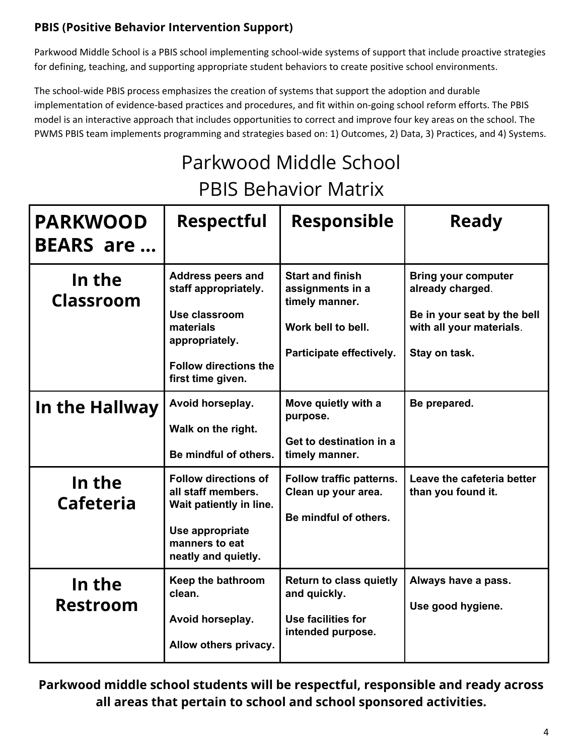**PBIS (Positive Behavior Intervention Support)**

Parkwood Middle School is a PBIS school implementing school-wide systems of support that include proactive strategies for defining, teaching, and supporting appropriate student behaviors to create positive school environments.

The school-wide PBIS process emphasizes the creation of systems that support the adoption and durable implementation of evidence-based practices and procedures, and fit within on-going school reform efforts. The PBIS model is an interactive approach that includes opportunities to correct and improve four key areas on the school. The PWMS PBIS team implements programming and strategies based on: 1) Outcomes, 2) Data, 3) Practices, and 4) Systems.

## Parkwood Middle School PBIS Behavior Matrix

| PARKWOOD BEARS are ... | Respectful | Responsible | Ready |
|---|---|---|---|
| **In the Classroom** | Address peers and staff appropriately.<br><br>Use classroom materials appropriately.<br><br>Follow directions the first time given. | Start and finish assignments in a timely manner.<br><br>Work bell to bell.<br><br>Participate effectively. | Bring your computer already charged.<br><br>Be in your seat by the bell with all your materials.<br><br>Stay on task. |
| **In the Hallway** | Avoid horseplay.<br><br>Walk on the right.<br><br>Be mindful of others. | Move quietly with a purpose.<br><br>Get to destination in a timely manner. | Be prepared. |
| **In the Cafeteria** | Follow directions of all staff members. Wait patiently in line.<br><br>Use appropriate manners to eat neatly and quietly. | Follow traffic patterns. Clean up your area.<br><br>Be mindful of others. | Leave the cafeteria better than you found it. |
| **In the Restroom** | Keep the bathroom clean.<br><br>Avoid horseplay.<br><br>Allow others privacy. | Return to class quietly and quickly.<br><br>Use facilities for intended purpose. | Always have a pass.<br><br>Use good hygiene. |

**Parkwood middle school students will be respectful, responsible and ready across all areas that pertain to school and school sponsored activities.**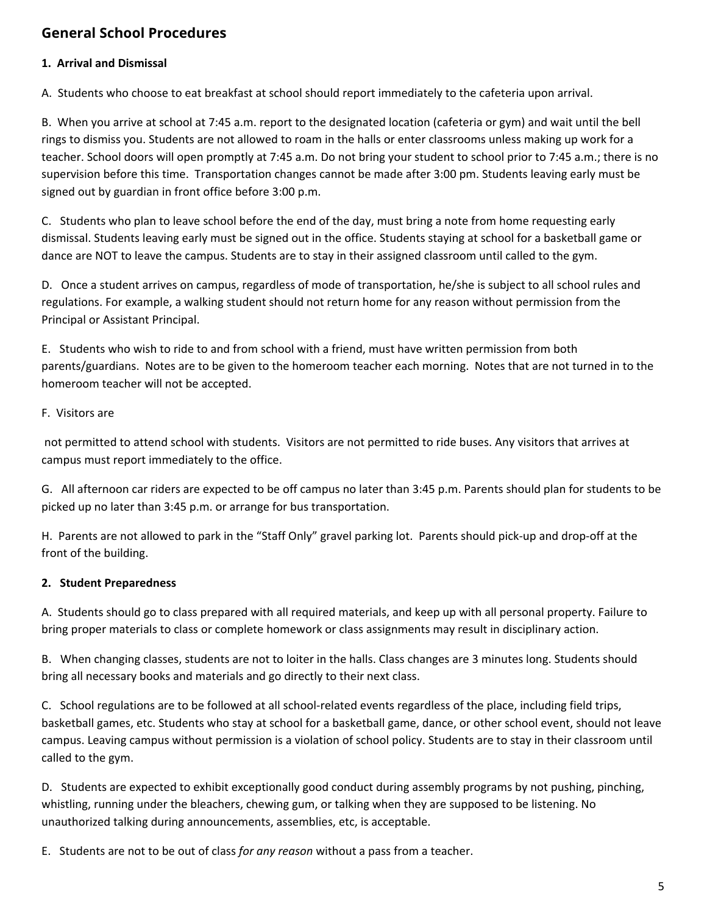## General School Procedures

**1. Arrival and Dismissal**

A. Students who choose to eat breakfast at school should report immediately to the cafeteria upon arrival.

B. When you arrive at school at 7:45 a.m. report to the designated location (cafeteria or gym) and wait until the bell rings to dismiss you. Students are not allowed to roam in the halls or enter classrooms unless making up work for a teacher. School doors will open promptly at 7:45 a.m. Do not bring your student to school prior to 7:45 a.m.; there is no supervision before this time. Transportation changes cannot be made after 3:00 pm. Students leaving early must be signed out by guardian in front office before 3:00 p.m.

C. Students who plan to leave school before the end of the day, must bring a note from home requesting early dismissal. Students leaving early must be signed out in the office. Students staying at school for a basketball game or dance are NOT to leave the campus. Students are to stay in their assigned classroom until called to the gym.

D. Once a student arrives on campus, regardless of mode of transportation, he/she is subject to all school rules and regulations. For example, a walking student should not return home for any reason without permission from the Principal or Assistant Principal.

E. Students who wish to ride to and from school with a friend, must have written permission from both parents/guardians. Notes are to be given to the homeroom teacher each morning. Notes that are not turned in to the homeroom teacher will not be accepted.

F. Visitors are

not permitted to attend school with students. Visitors are not permitted to ride buses. Any visitors that arrives at campus must report immediately to the office.

G. All afternoon car riders are expected to be off campus no later than 3:45 p.m. Parents should plan for students to be picked up no later than 3:45 p.m. or arrange for bus transportation.

H. Parents are not allowed to park in the "Staff Only" gravel parking lot. Parents should pick-up and drop-off at the front of the building.

**2. Student Preparedness**

A. Students should go to class prepared with all required materials, and keep up with all personal property. Failure to bring proper materials to class or complete homework or class assignments may result in disciplinary action.

B. When changing classes, students are not to loiter in the halls. Class changes are 3 minutes long. Students should bring all necessary books and materials and go directly to their next class.

C. School regulations are to be followed at all school-related events regardless of the place, including field trips, basketball games, etc. Students who stay at school for a basketball game, dance, or other school event, should not leave campus. Leaving campus without permission is a violation of school policy. Students are to stay in their classroom until called to the gym.

D. Students are expected to exhibit exceptionally good conduct during assembly programs by not pushing, pinching, whistling, running under the bleachers, chewing gum, or talking when they are supposed to be listening. No unauthorized talking during announcements, assemblies, etc, is acceptable.

E. Students are not to be out of class *for any reason* without a pass from a teacher.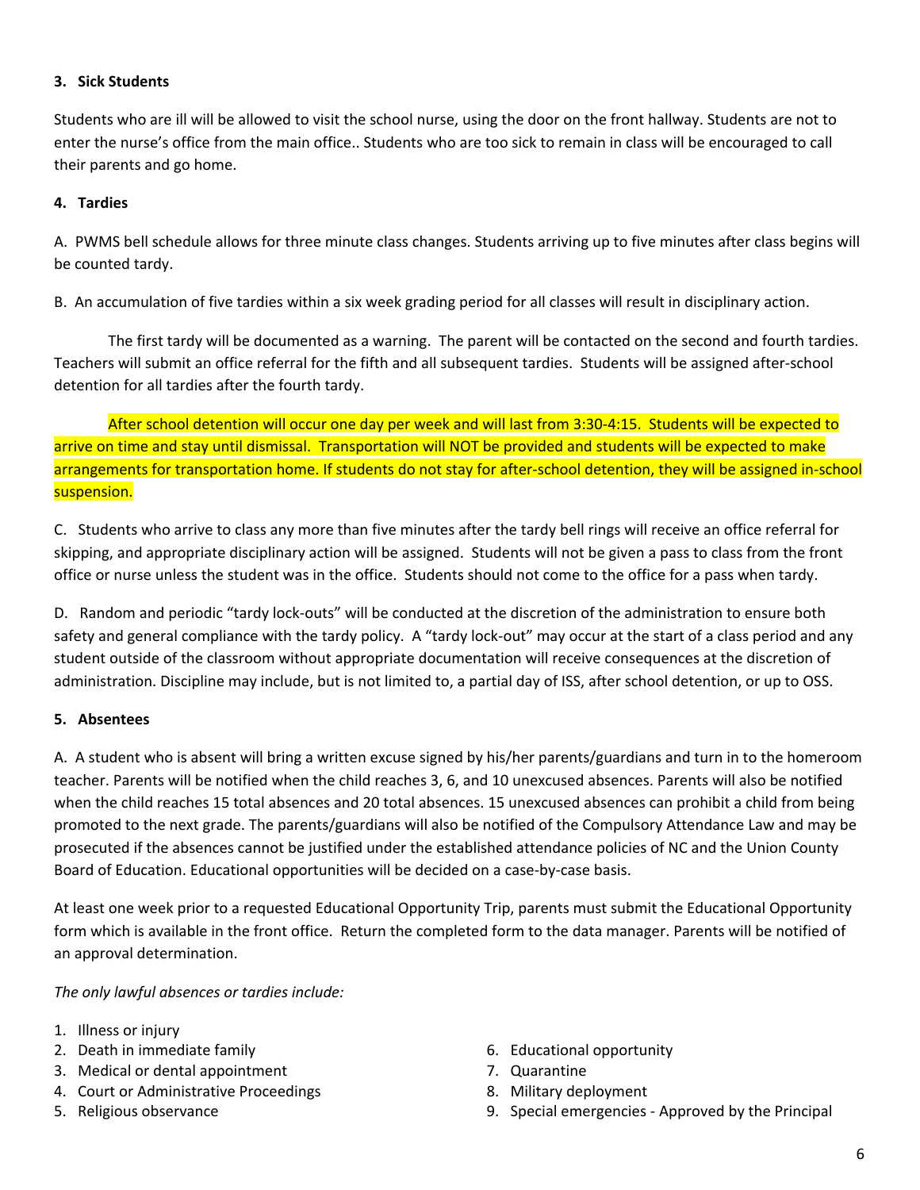**3. Sick Students**

Students who are ill will be allowed to visit the school nurse, using the door on the front hallway. Students are not to enter the nurse's office from the main office.. Students who are too sick to remain in class will be encouraged to call their parents and go home.

**4. Tardies**

A. PWMS bell schedule allows for three minute class changes. Students arriving up to five minutes after class begins will be counted tardy.

B. An accumulation of five tardies within a six week grading period for all classes will result in disciplinary action.

The first tardy will be documented as a warning. The parent will be contacted on the second and fourth tardies. Teachers will submit an office referral for the fifth and all subsequent tardies. Students will be assigned after-school detention for all tardies after the fourth tardy.

After school detention will occur one day per week and will last from 3:30-4:15. Students will be expected to arrive on time and stay until dismissal. Transportation will NOT be provided and students will be expected to make arrangements for transportation home. If students do not stay for after-school detention, they will be assigned in-school suspension.

C. Students who arrive to class any more than five minutes after the tardy bell rings will receive an office referral for skipping, and appropriate disciplinary action will be assigned. Students will not be given a pass to class from the front office or nurse unless the student was in the office. Students should not come to the office for a pass when tardy.

D. Random and periodic "tardy lock-outs" will be conducted at the discretion of the administration to ensure both safety and general compliance with the tardy policy. A "tardy lock-out" may occur at the start of a class period and any student outside of the classroom without appropriate documentation will receive consequences at the discretion of administration. Discipline may include, but is not limited to, a partial day of ISS, after school detention, or up to OSS.

**5. Absentees**

A. A student who is absent will bring a written excuse signed by his/her parents/guardians and turn in to the homeroom teacher. Parents will be notified when the child reaches 3, 6, and 10 unexcused absences. Parents will also be notified when the child reaches 15 total absences and 20 total absences. 15 unexcused absences can prohibit a child from being promoted to the next grade. The parents/guardians will also be notified of the Compulsory Attendance Law and may be prosecuted if the absences cannot be justified under the established attendance policies of NC and the Union County Board of Education. Educational opportunities will be decided on a case-by-case basis.

At least one week prior to a requested Educational Opportunity Trip, parents must submit the Educational Opportunity form which is available in the front office. Return the completed form to the data manager. Parents will be notified of an approval determination.

*The only lawful absences or tardies include:*

1. Illness or injury
2. Death in immediate family
3. Medical or dental appointment
4. Court or Administrative Proceedings
5. Religious observance
6. Educational opportunity
7. Quarantine
8. Military deployment
9. Special emergencies - Approved by the Principal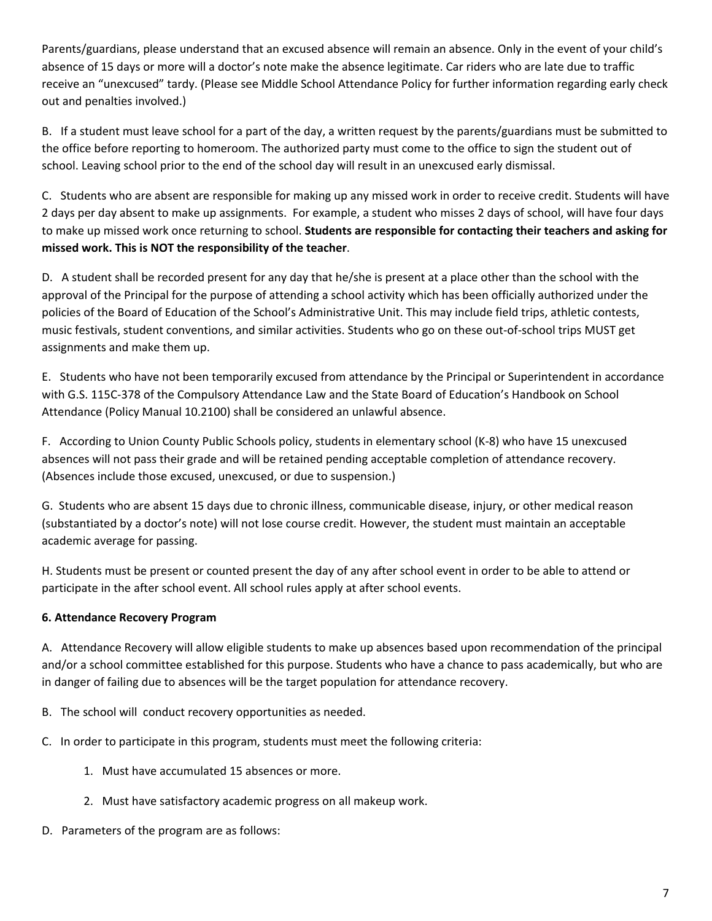Parents/guardians, please understand that an excused absence will remain an absence. Only in the event of your child's absence of 15 days or more will a doctor's note make the absence legitimate. Car riders who are late due to traffic receive an "unexcused" tardy. (Please see Middle School Attendance Policy for further information regarding early check out and penalties involved.)

B. If a student must leave school for a part of the day, a written request by the parents/guardians must be submitted to the office before reporting to homeroom. The authorized party must come to the office to sign the student out of school. Leaving school prior to the end of the school day will result in an unexcused early dismissal.

C. Students who are absent are responsible for making up any missed work in order to receive credit. Students will have 2 days per day absent to make up assignments. For example, a student who misses 2 days of school, will have four days to make up missed work once returning to school. **Students are responsible for contacting their teachers and asking for missed work. This is NOT the responsibility of the teacher**.

D. A student shall be recorded present for any day that he/she is present at a place other than the school with the approval of the Principal for the purpose of attending a school activity which has been officially authorized under the policies of the Board of Education of the School's Administrative Unit. This may include field trips, athletic contests, music festivals, student conventions, and similar activities. Students who go on these out-of-school trips MUST get assignments and make them up.

E. Students who have not been temporarily excused from attendance by the Principal or Superintendent in accordance with G.S. 115C-378 of the Compulsory Attendance Law and the State Board of Education's Handbook on School Attendance (Policy Manual 10.2100) shall be considered an unlawful absence.

F. According to Union County Public Schools policy, students in elementary school (K-8) who have 15 unexcused absences will not pass their grade and will be retained pending acceptable completion of attendance recovery. (Absences include those excused, unexcused, or due to suspension.)

G. Students who are absent 15 days due to chronic illness, communicable disease, injury, or other medical reason (substantiated by a doctor's note) will not lose course credit. However, the student must maintain an acceptable academic average for passing.

H. Students must be present or counted present the day of any after school event in order to be able to attend or participate in the after school event. All school rules apply at after school events.

**6. Attendance Recovery Program**

A. Attendance Recovery will allow eligible students to make up absences based upon recommendation of the principal and/or a school committee established for this purpose. Students who have a chance to pass academically, but who are in danger of failing due to absences will be the target population for attendance recovery.

B. The school will conduct recovery opportunities as needed.

C. In order to participate in this program, students must meet the following criteria:

1. Must have accumulated 15 absences or more.
2. Must have satisfactory academic progress on all makeup work.

D. Parameters of the program are as follows: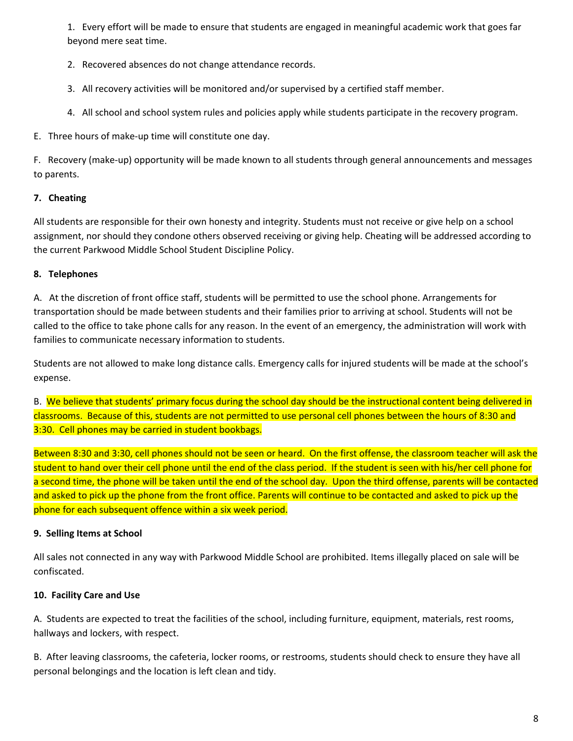1. Every effort will be made to ensure that students are engaged in meaningful academic work that goes far beyond mere seat time.

2. Recovered absences do not change attendance records.

3. All recovery activities will be monitored and/or supervised by a certified staff member.

4. All school and school system rules and policies apply while students participate in the recovery program.

E. Three hours of make-up time will constitute one day.

F. Recovery (make-up) opportunity will be made known to all students through general announcements and messages to parents.

**7. Cheating**

All students are responsible for their own honesty and integrity. Students must not receive or give help on a school assignment, nor should they condone others observed receiving or giving help. Cheating will be addressed according to the current Parkwood Middle School Student Discipline Policy.

**8. Telephones**

A. At the discretion of front office staff, students will be permitted to use the school phone. Arrangements for transportation should be made between students and their families prior to arriving at school. Students will not be called to the office to take phone calls for any reason. In the event of an emergency, the administration will work with families to communicate necessary information to students.

Students are not allowed to make long distance calls. Emergency calls for injured students will be made at the school's expense.

B. We believe that students' primary focus during the school day should be the instructional content being delivered in classrooms. Because of this, students are not permitted to use personal cell phones between the hours of 8:30 and 3:30. Cell phones may be carried in student bookbags.

Between 8:30 and 3:30, cell phones should not be seen or heard. On the first offense, the classroom teacher will ask the student to hand over their cell phone until the end of the class period. If the student is seen with his/her cell phone for a second time, the phone will be taken until the end of the school day. Upon the third offense, parents will be contacted and asked to pick up the phone from the front office. Parents will continue to be contacted and asked to pick up the phone for each subsequent offence within a six week period.

**9. Selling Items at School**

All sales not connected in any way with Parkwood Middle School are prohibited. Items illegally placed on sale will be confiscated.

**10. Facility Care and Use**

A. Students are expected to treat the facilities of the school, including furniture, equipment, materials, rest rooms, hallways and lockers, with respect.

B. After leaving classrooms, the cafeteria, locker rooms, or restrooms, students should check to ensure they have all personal belongings and the location is left clean and tidy.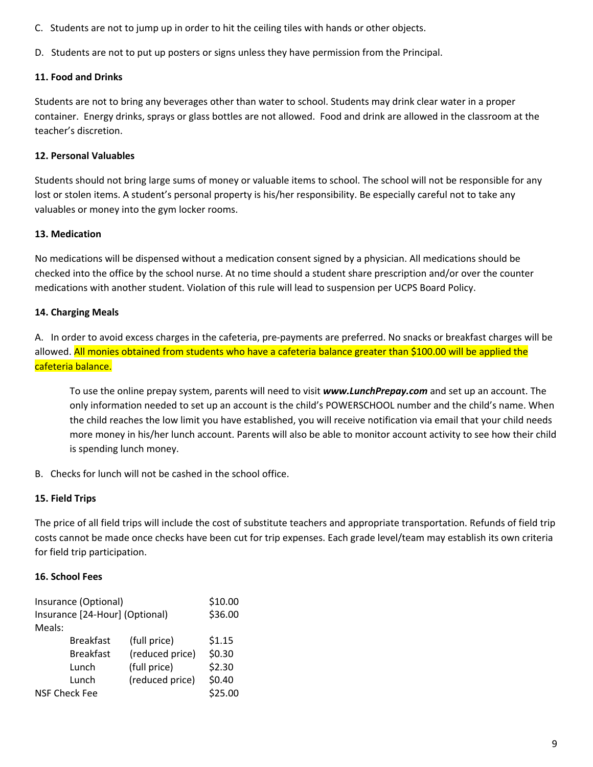C. Students are not to jump up in order to hit the ceiling tiles with hands or other objects.

D. Students are not to put up posters or signs unless they have permission from the Principal.

**11. Food and Drinks**

Students are not to bring any beverages other than water to school. Students may drink clear water in a proper container. Energy drinks, sprays or glass bottles are not allowed. Food and drink are allowed in the classroom at the teacher's discretion.

**12. Personal Valuables**

Students should not bring large sums of money or valuable items to school. The school will not be responsible for any lost or stolen items. A student's personal property is his/her responsibility. Be especially careful not to take any valuables or money into the gym locker rooms.

**13. Medication**

No medications will be dispensed without a medication consent signed by a physician. All medications should be checked into the office by the school nurse. At no time should a student share prescription and/or over the counter medications with another student. Violation of this rule will lead to suspension per UCPS Board Policy.

**14. Charging Meals**

A. In order to avoid excess charges in the cafeteria, pre-payments are preferred. No snacks or breakfast charges will be allowed. All monies obtained from students who have a cafeteria balance greater than $100.00 will be applied the cafeteria balance.

> To use the online prepay system, parents will need to visit ***www.LunchPrepay.com*** and set up an account. The only information needed to set up an account is the child's POWERSCHOOL number and the child's name. When the child reaches the low limit you have established, you will receive notification via email that your child needs more money in his/her lunch account. Parents will also be able to monitor account activity to see how their child is spending lunch money.

B. Checks for lunch will not be cashed in the school office.

**15. Field Trips**

The price of all field trips will include the cost of substitute teachers and appropriate transportation. Refunds of field trip costs cannot be made once checks have been cut for trip expenses. Each grade level/team may establish its own criteria for field trip participation.

**16. School Fees**

| Item | | | Fee |
|---|---|---|---|
| Insurance (Optional) | | | $10.00 |
| Insurance [24-Hour] (Optional) | | | $36.00 |
| Meals: | | | |
| | Breakfast | (full price) | $1.15 |
| | Breakfast | (reduced price) | $0.30 |
| | Lunch | (full price) | $2.30 |
| | Lunch | (reduced price) | $0.40 |
| NSF Check Fee | | | $25.00 |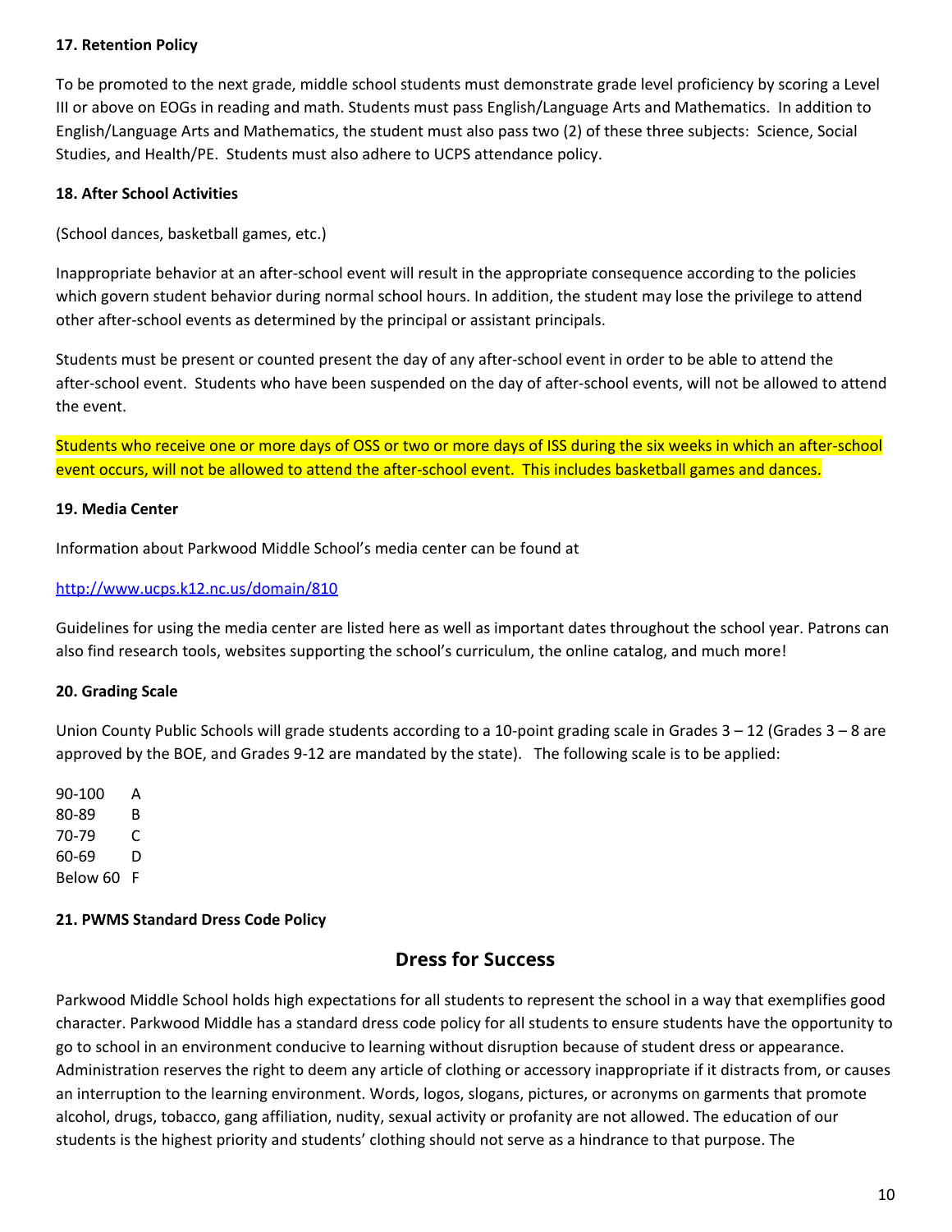**17. Retention Policy**

To be promoted to the next grade, middle school students must demonstrate grade level proficiency by scoring a Level III or above on EOGs in reading and math. Students must pass English/Language Arts and Mathematics. In addition to English/Language Arts and Mathematics, the student must also pass two (2) of these three subjects: Science, Social Studies, and Health/PE. Students must also adhere to UCPS attendance policy.

**18. After School Activities**

(School dances, basketball games, etc.)

Inappropriate behavior at an after-school event will result in the appropriate consequence according to the policies which govern student behavior during normal school hours. In addition, the student may lose the privilege to attend other after-school events as determined by the principal or assistant principals.

Students must be present or counted present the day of any after-school event in order to be able to attend the after-school event. Students who have been suspended on the day of after-school events, will not be allowed to attend the event.

Students who receive one or more days of OSS or two or more days of ISS during the six weeks in which an after-school event occurs, will not be allowed to attend the after-school event. This includes basketball games and dances.

**19. Media Center**

Information about Parkwood Middle School's media center can be found at

http://www.ucps.k12.nc.us/domain/810

Guidelines for using the media center are listed here as well as important dates throughout the school year. Patrons can also find research tools, websites supporting the school's curriculum, the online catalog, and much more!

**20. Grading Scale**

Union County Public Schools will grade students according to a 10-point grading scale in Grades 3 – 12 (Grades 3 – 8 are approved by the BOE, and Grades 9-12 are mandated by the state). The following scale is to be applied:

| | |
|---|---|
| 90-100 | A |
| 80-89 | B |
| 70-79 | C |
| 60-69 | D |
| Below 60 | F |

**21. PWMS Standard Dress Code Policy**

## Dress for Success

Parkwood Middle School holds high expectations for all students to represent the school in a way that exemplifies good character. Parkwood Middle has a standard dress code policy for all students to ensure students have the opportunity to go to school in an environment conducive to learning without disruption because of student dress or appearance. Administration reserves the right to deem any article of clothing or accessory inappropriate if it distracts from, or causes an interruption to the learning environment. Words, logos, slogans, pictures, or acronyms on garments that promote alcohol, drugs, tobacco, gang affiliation, nudity, sexual activity or profanity are not allowed. The education of our students is the highest priority and students' clothing should not serve as a hindrance to that purpose. The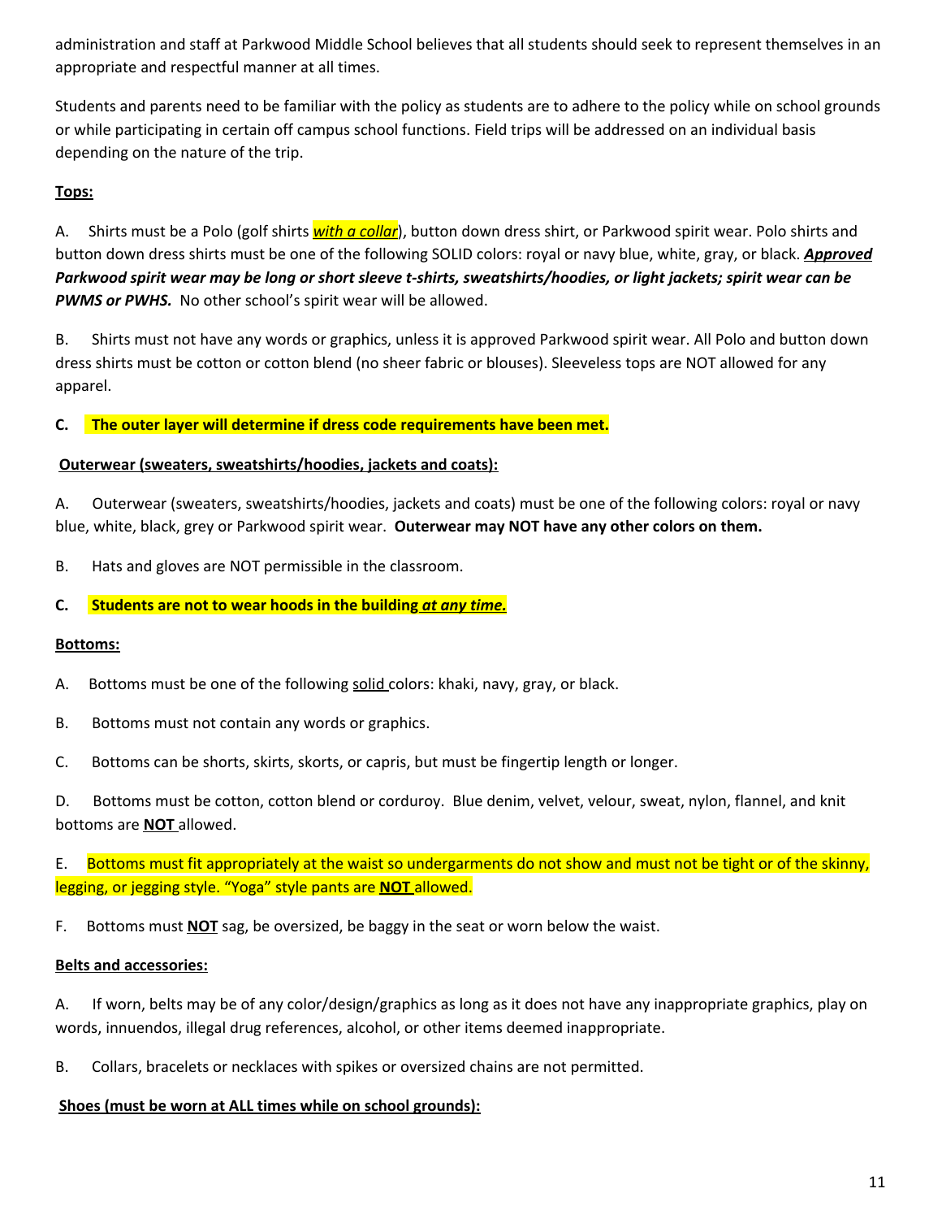administration and staff at Parkwood Middle School believes that all students should seek to represent themselves in an appropriate and respectful manner at all times.

Students and parents need to be familiar with the policy as students are to adhere to the policy while on school grounds or while participating in certain off campus school functions. Field trips will be addressed on an individual basis depending on the nature of the trip.

**Tops:**

A. Shirts must be a Polo (golf shirts ***with a collar***), button down dress shirt, or Parkwood spirit wear. Polo shirts and button down dress shirts must be one of the following SOLID colors: royal or navy blue, white, gray, or black. ***Approved Parkwood spirit wear may be long or short sleeve t-shirts, sweatshirts/hoodies, or light jackets; spirit wear can be PWMS or PWHS.*** No other school's spirit wear will be allowed.

B. Shirts must not have any words or graphics, unless it is approved Parkwood spirit wear. All Polo and button down dress shirts must be cotton or cotton blend (no sheer fabric or blouses). Sleeveless tops are NOT allowed for any apparel.

**C. The outer layer will determine if dress code requirements have been met.**

**Outerwear (sweaters, sweatshirts/hoodies, jackets and coats):**

A. Outerwear (sweaters, sweatshirts/hoodies, jackets and coats) must be one of the following colors: royal or navy blue, white, black, grey or Parkwood spirit wear. **Outerwear may NOT have any other colors on them.**

B. Hats and gloves are NOT permissible in the classroom.

**C. Students are not to wear hoods in the building *at any time.***

**Bottoms:**

A. Bottoms must be one of the following solid colors: khaki, navy, gray, or black.

B. Bottoms must not contain any words or graphics.

C. Bottoms can be shorts, skirts, skorts, or capris, but must be fingertip length or longer.

D. Bottoms must be cotton, cotton blend or corduroy. Blue denim, velvet, velour, sweat, nylon, flannel, and knit bottoms are **NOT** allowed.

E. Bottoms must fit appropriately at the waist so undergarments do not show and must not be tight or of the skinny, legging, or jegging style. "Yoga" style pants are **NOT** allowed.

F. Bottoms must **NOT** sag, be oversized, be baggy in the seat or worn below the waist.

**Belts and accessories:**

A. If worn, belts may be of any color/design/graphics as long as it does not have any inappropriate graphics, play on words, innuendos, illegal drug references, alcohol, or other items deemed inappropriate.

B. Collars, bracelets or necklaces with spikes or oversized chains are not permitted.

**Shoes (must be worn at ALL times while on school grounds):**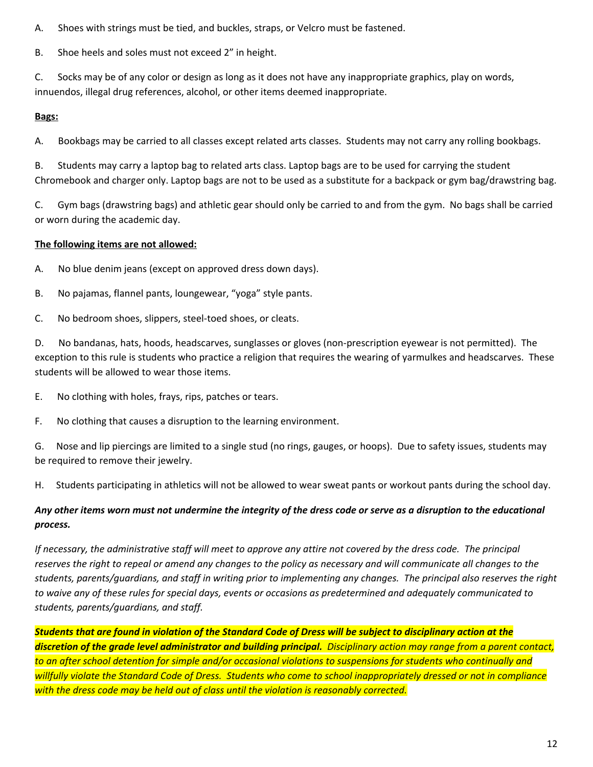A. Shoes with strings must be tied, and buckles, straps, or Velcro must be fastened.

B. Shoe heels and soles must not exceed 2" in height.

C. Socks may be of any color or design as long as it does not have any inappropriate graphics, play on words, innuendos, illegal drug references, alcohol, or other items deemed inappropriate.

**Bags:**

A. Bookbags may be carried to all classes except related arts classes. Students may not carry any rolling bookbags.

B. Students may carry a laptop bag to related arts class. Laptop bags are to be used for carrying the student Chromebook and charger only. Laptop bags are not to be used as a substitute for a backpack or gym bag/drawstring bag.

C. Gym bags (drawstring bags) and athletic gear should only be carried to and from the gym. No bags shall be carried or worn during the academic day.

**The following items are not allowed:**

A. No blue denim jeans (except on approved dress down days).

B. No pajamas, flannel pants, loungewear, "yoga" style pants.

C. No bedroom shoes, slippers, steel-toed shoes, or cleats.

D. No bandanas, hats, hoods, headscarves, sunglasses or gloves (non-prescription eyewear is not permitted). The exception to this rule is students who practice a religion that requires the wearing of yarmulkes and headscarves. These students will be allowed to wear those items.

E. No clothing with holes, frays, rips, patches or tears.

F. No clothing that causes a disruption to the learning environment.

G. Nose and lip piercings are limited to a single stud (no rings, gauges, or hoops). Due to safety issues, students may be required to remove their jewelry.

H. Students participating in athletics will not be allowed to wear sweat pants or workout pants during the school day.

***Any other items worn must not undermine the integrity of the dress code or serve as a disruption to the educational process.***

*If necessary, the administrative staff will meet to approve any attire not covered by the dress code. The principal reserves the right to repeal or amend any changes to the policy as necessary and will communicate all changes to the students, parents/guardians, and staff in writing prior to implementing any changes. The principal also reserves the right to waive any of these rules for special days, events or occasions as predetermined and adequately communicated to students, parents/guardians, and staff.*

***Students that are found in violation of the Standard Code of Dress will be subject to disciplinary action at the discretion of the grade level administrator and building principal.*** *Disciplinary action may range from a parent contact, to an after school detention for simple and/or occasional violations to suspensions for students who continually and willfully violate the Standard Code of Dress. Students who come to school inappropriately dressed or not in compliance with the dress code may be held out of class until the violation is reasonably corrected.*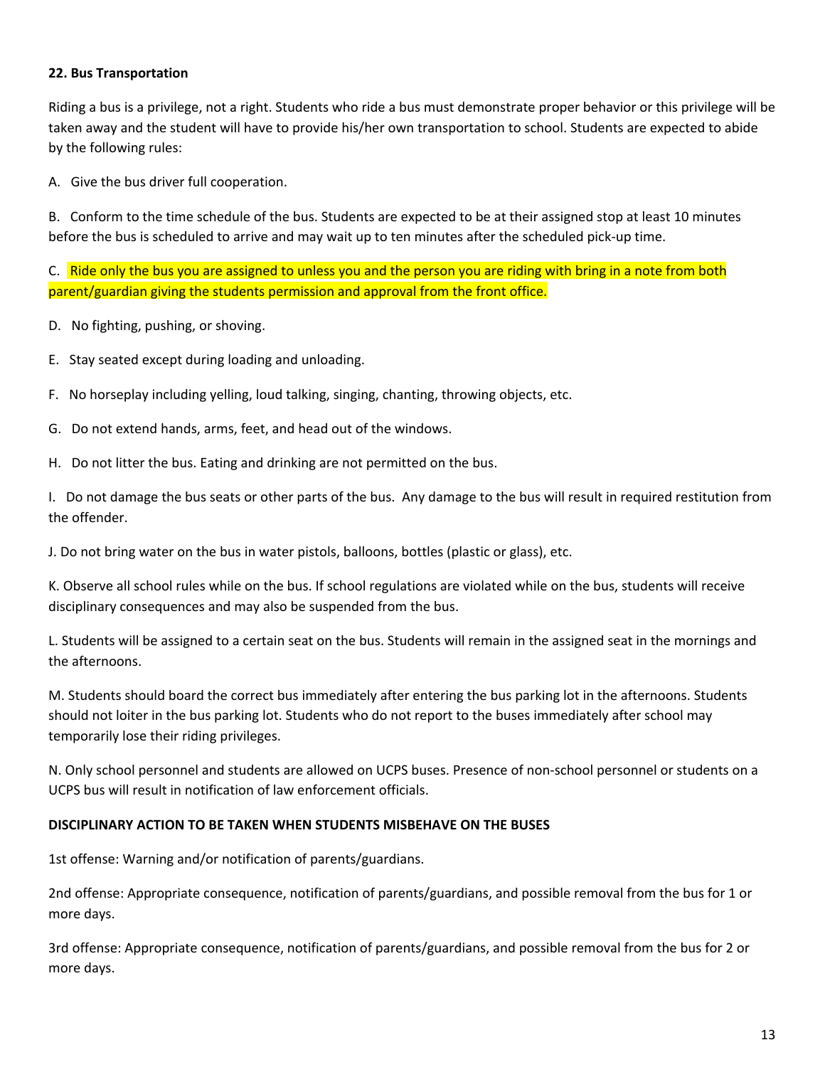**22. Bus Transportation**

Riding a bus is a privilege, not a right. Students who ride a bus must demonstrate proper behavior or this privilege will be taken away and the student will have to provide his/her own transportation to school. Students are expected to abide by the following rules:

A. Give the bus driver full cooperation.

B. Conform to the time schedule of the bus. Students are expected to be at their assigned stop at least 10 minutes before the bus is scheduled to arrive and may wait up to ten minutes after the scheduled pick-up time.

C. Ride only the bus you are assigned to unless you and the person you are riding with bring in a note from both parent/guardian giving the students permission and approval from the front office.

D. No fighting, pushing, or shoving.

E. Stay seated except during loading and unloading.

F. No horseplay including yelling, loud talking, singing, chanting, throwing objects, etc.

G. Do not extend hands, arms, feet, and head out of the windows.

H. Do not litter the bus. Eating and drinking are not permitted on the bus.

I. Do not damage the bus seats or other parts of the bus. Any damage to the bus will result in required restitution from the offender.

J. Do not bring water on the bus in water pistols, balloons, bottles (plastic or glass), etc.

K. Observe all school rules while on the bus. If school regulations are violated while on the bus, students will receive disciplinary consequences and may also be suspended from the bus.

L. Students will be assigned to a certain seat on the bus. Students will remain in the assigned seat in the mornings and the afternoons.

M. Students should board the correct bus immediately after entering the bus parking lot in the afternoons. Students should not loiter in the bus parking lot. Students who do not report to the buses immediately after school may temporarily lose their riding privileges.

N. Only school personnel and students are allowed on UCPS buses. Presence of non-school personnel or students on a UCPS bus will result in notification of law enforcement officials.

**DISCIPLINARY ACTION TO BE TAKEN WHEN STUDENTS MISBEHAVE ON THE BUSES**

1st offense: Warning and/or notification of parents/guardians.

2nd offense: Appropriate consequence, notification of parents/guardians, and possible removal from the bus for 1 or more days.

3rd offense: Appropriate consequence, notification of parents/guardians, and possible removal from the bus for 2 or more days.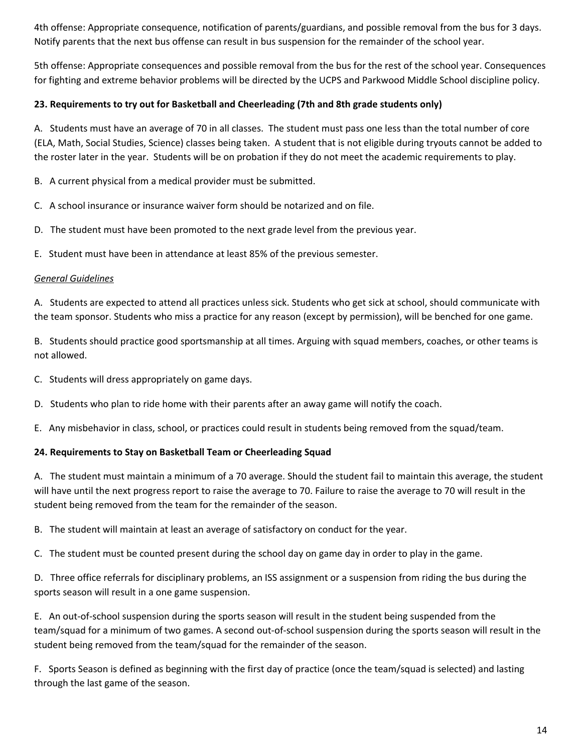4th offense: Appropriate consequence, notification of parents/guardians, and possible removal from the bus for 3 days. Notify parents that the next bus offense can result in bus suspension for the remainder of the school year.

5th offense: Appropriate consequences and possible removal from the bus for the rest of the school year. Consequences for fighting and extreme behavior problems will be directed by the UCPS and Parkwood Middle School discipline policy.

**23. Requirements to try out for Basketball and Cheerleading (7th and 8th grade students only)**

A. Students must have an average of 70 in all classes. The student must pass one less than the total number of core (ELA, Math, Social Studies, Science) classes being taken. A student that is not eligible during tryouts cannot be added to the roster later in the year. Students will be on probation if they do not meet the academic requirements to play.

B. A current physical from a medical provider must be submitted.

C. A school insurance or insurance waiver form should be notarized and on file.

D. The student must have been promoted to the next grade level from the previous year.

E. Student must have been in attendance at least 85% of the previous semester.

*General Guidelines*

A. Students are expected to attend all practices unless sick. Students who get sick at school, should communicate with the team sponsor. Students who miss a practice for any reason (except by permission), will be benched for one game.

B. Students should practice good sportsmanship at all times. Arguing with squad members, coaches, or other teams is not allowed.

C. Students will dress appropriately on game days.

D. Students who plan to ride home with their parents after an away game will notify the coach.

E. Any misbehavior in class, school, or practices could result in students being removed from the squad/team.

**24. Requirements to Stay on Basketball Team or Cheerleading Squad**

A. The student must maintain a minimum of a 70 average. Should the student fail to maintain this average, the student will have until the next progress report to raise the average to 70. Failure to raise the average to 70 will result in the student being removed from the team for the remainder of the season.

B. The student will maintain at least an average of satisfactory on conduct for the year.

C. The student must be counted present during the school day on game day in order to play in the game.

D. Three office referrals for disciplinary problems, an ISS assignment or a suspension from riding the bus during the sports season will result in a one game suspension.

E. An out-of-school suspension during the sports season will result in the student being suspended from the team/squad for a minimum of two games. A second out-of-school suspension during the sports season will result in the student being removed from the team/squad for the remainder of the season.

F. Sports Season is defined as beginning with the first day of practice (once the team/squad is selected) and lasting through the last game of the season.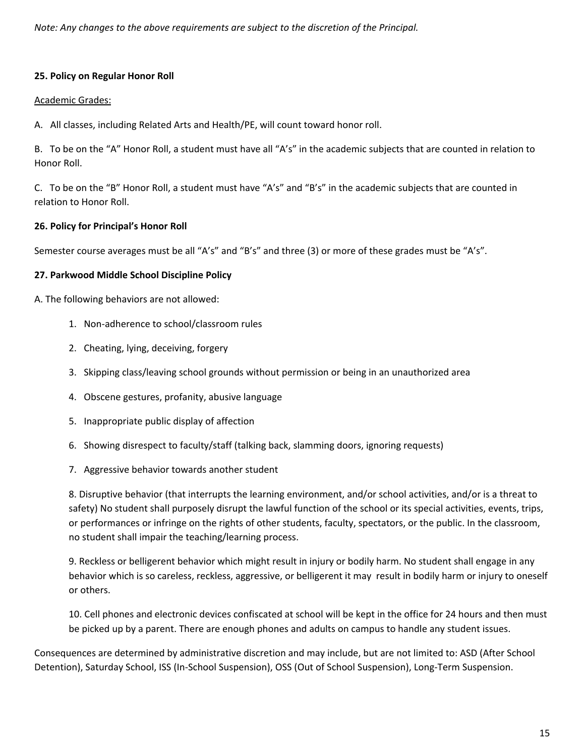*Note: Any changes to the above requirements are subject to the discretion of the Principal.*

**25. Policy on Regular Honor Roll**

Academic Grades:

A. All classes, including Related Arts and Health/PE, will count toward honor roll.

B. To be on the "A" Honor Roll, a student must have all "A's" in the academic subjects that are counted in relation to Honor Roll.

C. To be on the "B" Honor Roll, a student must have "A's" and "B's" in the academic subjects that are counted in relation to Honor Roll.

**26. Policy for Principal's Honor Roll**

Semester course averages must be all "A's" and "B's" and three (3) or more of these grades must be "A's".

**27. Parkwood Middle School Discipline Policy**

A. The following behaviors are not allowed:

1. Non-adherence to school/classroom rules
2. Cheating, lying, deceiving, forgery
3. Skipping class/leaving school grounds without permission or being in an unauthorized area
4. Obscene gestures, profanity, abusive language
5. Inappropriate public display of affection
6. Showing disrespect to faculty/staff (talking back, slamming doors, ignoring requests)
7. Aggressive behavior towards another student
8. Disruptive behavior (that interrupts the learning environment, and/or school activities, and/or is a threat to safety) No student shall purposely disrupt the lawful function of the school or its special activities, events, trips, or performances or infringe on the rights of other students, faculty, spectators, or the public. In the classroom, no student shall impair the teaching/learning process.
9. Reckless or belligerent behavior which might result in injury or bodily harm. No student shall engage in any behavior which is so careless, reckless, aggressive, or belligerent it may result in bodily harm or injury to oneself or others.
10. Cell phones and electronic devices confiscated at school will be kept in the office for 24 hours and then must be picked up by a parent. There are enough phones and adults on campus to handle any student issues.

Consequences are determined by administrative discretion and may include, but are not limited to: ASD (After School Detention), Saturday School, ISS (In-School Suspension), OSS (Out of School Suspension), Long-Term Suspension.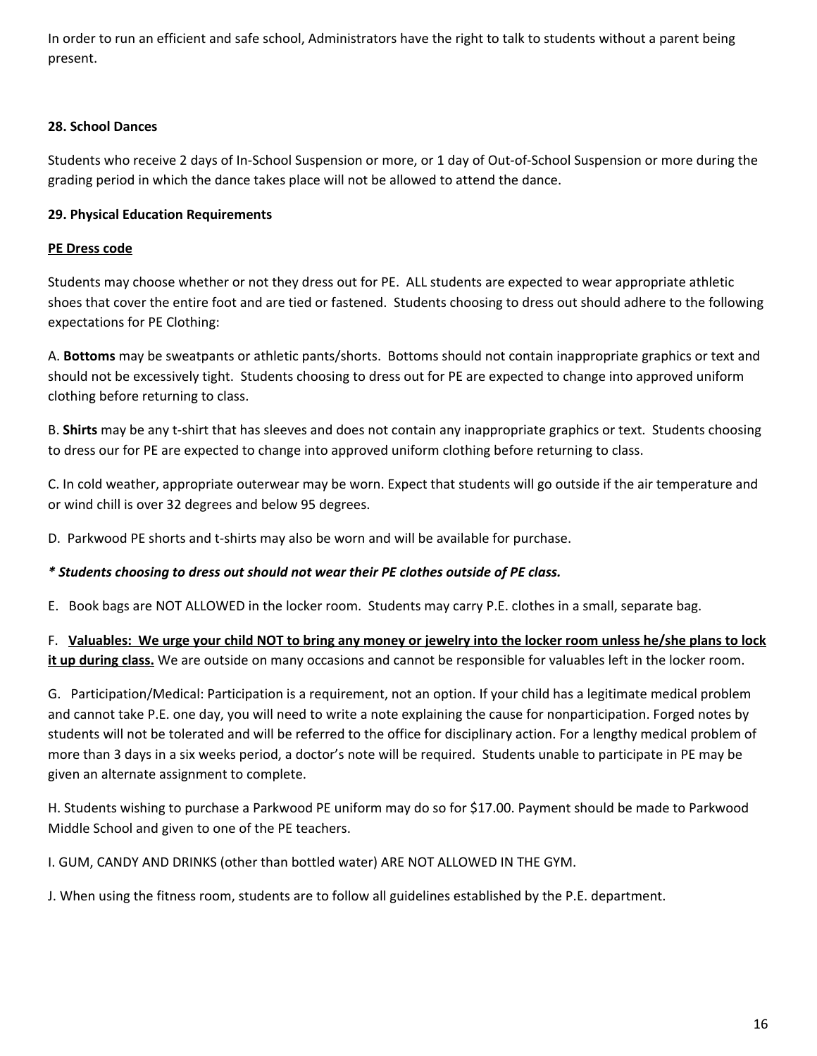In order to run an efficient and safe school, Administrators have the right to talk to students without a parent being present.

### 28. School Dances

Students who receive 2 days of In-School Suspension or more, or 1 day of Out-of-School Suspension or more during the grading period in which the dance takes place will not be allowed to attend the dance.

### 29. Physical Education Requirements

**PE Dress code**

Students may choose whether or not they dress out for PE. ALL students are expected to wear appropriate athletic shoes that cover the entire foot and are tied or fastened. Students choosing to dress out should adhere to the following expectations for PE Clothing:

A. **Bottoms** may be sweatpants or athletic pants/shorts. Bottoms should not contain inappropriate graphics or text and should not be excessively tight. Students choosing to dress out for PE are expected to change into approved uniform clothing before returning to class.

B. **Shirts** may be any t-shirt that has sleeves and does not contain any inappropriate graphics or text. Students choosing to dress our for PE are expected to change into approved uniform clothing before returning to class.

C. In cold weather, appropriate outerwear may be worn. Expect that students will go outside if the air temperature and or wind chill is over 32 degrees and below 95 degrees.

D. Parkwood PE shorts and t-shirts may also be worn and will be available for purchase.

***\* Students choosing to dress out should not wear their PE clothes outside of PE class.***

E. Book bags are NOT ALLOWED in the locker room. Students may carry P.E. clothes in a small, separate bag.

F. **Valuables: We urge your child NOT to bring any money or jewelry into the locker room unless he/she plans to lock it up during class.** We are outside on many occasions and cannot be responsible for valuables left in the locker room.

G. Participation/Medical: Participation is a requirement, not an option. If your child has a legitimate medical problem and cannot take P.E. one day, you will need to write a note explaining the cause for nonparticipation. Forged notes by students will not be tolerated and will be referred to the office for disciplinary action. For a lengthy medical problem of more than 3 days in a six weeks period, a doctor's note will be required. Students unable to participate in PE may be given an alternate assignment to complete.

H. Students wishing to purchase a Parkwood PE uniform may do so for $17.00. Payment should be made to Parkwood Middle School and given to one of the PE teachers.

I. GUM, CANDY AND DRINKS (other than bottled water) ARE NOT ALLOWED IN THE GYM.

J. When using the fitness room, students are to follow all guidelines established by the P.E. department.